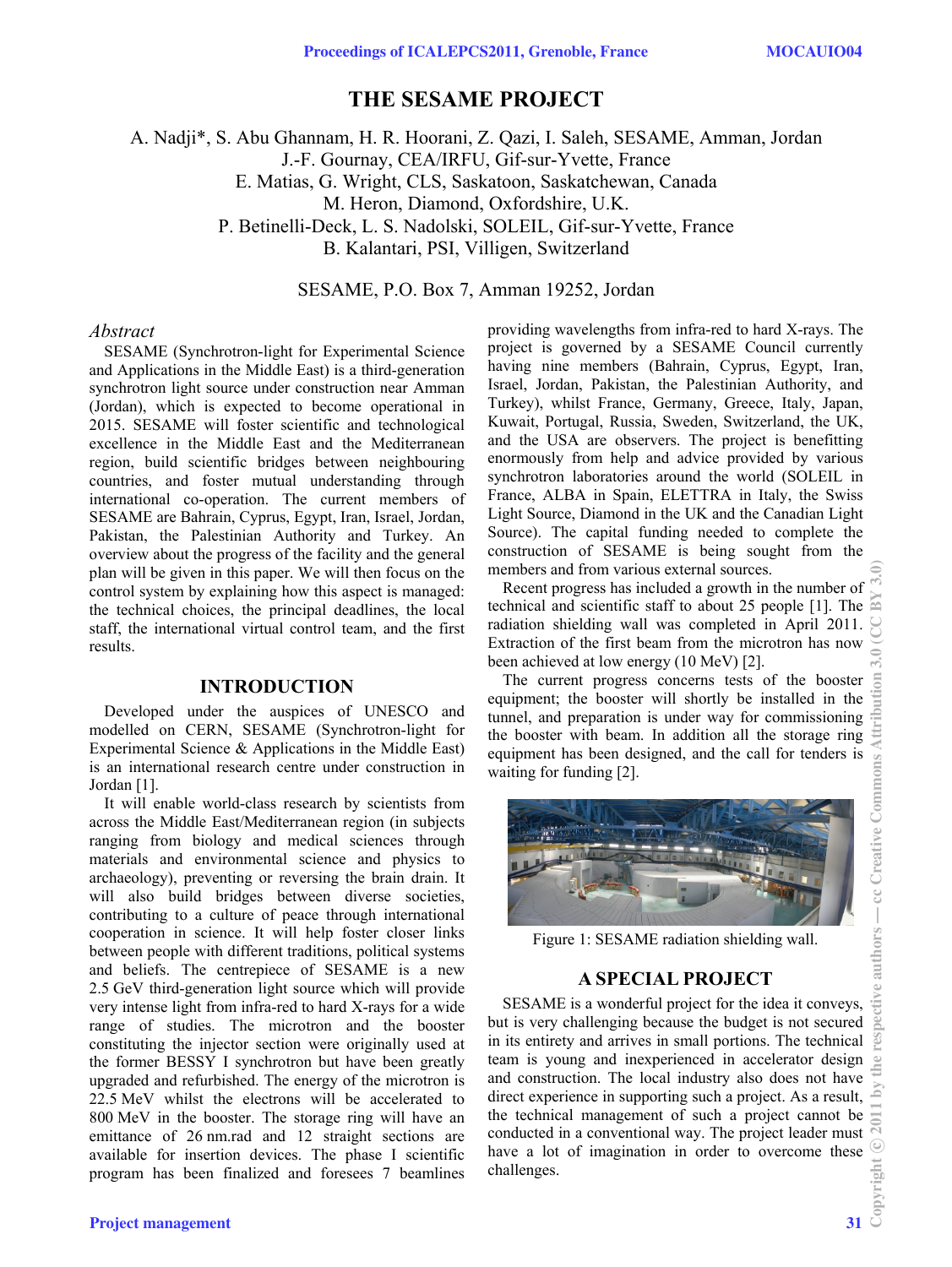# THE SESAME PROJECT

A. Nadji*, S. Abu Ghannam, H. R. Hoorani, Z. Qazi, I. Saleh, SESAME, Amman, Jordan
J.-F. Gournay, CEA/IRFU, Gif-sur-Yvette, France
E. Matias, G. Wright, CLS, Saskatoon, Saskatchewan, Canada
M. Heron, Diamond, Oxfordshire, U.K.
P. Betinelli-Deck, L. S. Nadolski, SOLEIL, Gif-sur-Yvette, France
B. Kalantari, PSI, Villigen, Switzerland

SESAME, P.O. Box 7, Amman 19252, Jordan

## *Abstract*

SESAME (Synchrotron-light for Experimental Science and Applications in the Middle East) is a third-generation synchrotron light source under construction near Amman (Jordan), which is expected to become operational in 2015. SESAME will foster scientific and technological excellence in the Middle East and the Mediterranean region, build scientific bridges between neighbouring countries, and foster mutual understanding through international co-operation. The current members of SESAME are Bahrain, Cyprus, Egypt, Iran, Israel, Jordan, Pakistan, the Palestinian Authority and Turkey. An overview about the progress of the facility and the general plan will be given in this paper. We will then focus on the control system by explaining how this aspect is managed: the technical choices, the principal deadlines, the local staff, the international virtual control team, and the first results.

## INTRODUCTION

Developed under the auspices of UNESCO and modelled on CERN, SESAME (Synchrotron-light for Experimental Science & Applications in the Middle East) is an international research centre under construction in Jordan [1].

It will enable world-class research by scientists from across the Middle East/Mediterranean region (in subjects ranging from biology and medical sciences through materials and environmental science and physics to archaeology), preventing or reversing the brain drain. It will also build bridges between diverse societies, contributing to a culture of peace through international cooperation in science. It will help foster closer links between people with different traditions, political systems and beliefs. The centrepiece of SESAME is a new 2.5 GeV third-generation light source which will provide very intense light from infra-red to hard X-rays for a wide range of studies. The microtron and the booster constituting the injector section were originally used at the former BESSY I synchrotron but have been greatly upgraded and refurbished. The energy of the microtron is 22.5 MeV whilst the electrons will be accelerated to 800 MeV in the booster. The storage ring will have an emittance of 26 nm.rad and 12 straight sections are available for insertion devices. The phase I scientific program has been finalized and foresees 7 beamlines providing wavelengths from infra-red to hard X-rays. The project is governed by a SESAME Council currently having nine members (Bahrain, Cyprus, Egypt, Iran, Israel, Jordan, Pakistan, the Palestinian Authority, and Turkey), whilst France, Germany, Greece, Italy, Japan, Kuwait, Portugal, Russia, Sweden, Switzerland, the UK, and the USA are observers. The project is benefitting enormously from help and advice provided by various synchrotron laboratories around the world (SOLEIL in France, ALBA in Spain, ELETTRA in Italy, the Swiss Light Source, Diamond in the UK and the Canadian Light Source). The capital funding needed to complete the construction of SESAME is being sought from the members and from various external sources.

Recent progress has included a growth in the number of technical and scientific staff to about 25 people [1]. The radiation shielding wall was completed in April 2011. Extraction of the first beam from the microtron has now been achieved at low energy (10 MeV) [2].

The current progress concerns tests of the booster equipment; the booster will shortly be installed in the tunnel, and preparation is under way for commissioning the booster with beam. In addition all the storage ring equipment has been designed, and the call for tenders is waiting for funding [2].

Figure 1: SESAME radiation shielding wall.

## A SPECIAL PROJECT

SESAME is a wonderful project for the idea it conveys, but is very challenging because the budget is not secured in its entirety and arrives in small portions. The technical team is young and inexperienced in accelerator design and construction. The local industry also does not have direct experience in supporting such a project. As a result, the technical management of such a project cannot be conducted in a conventional way. The project leader must have a lot of imagination in order to overcome these challenges.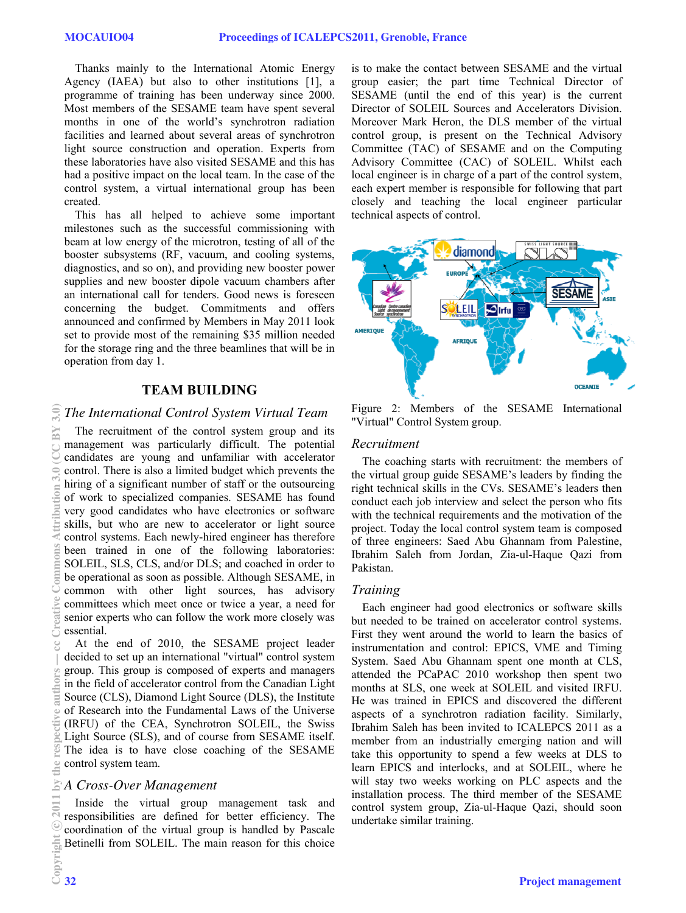Thanks mainly to the International Atomic Energy Agency (IAEA) but also to other institutions [1], a programme of training has been underway since 2000. Most members of the SESAME team have spent several months in one of the world's synchrotron radiation facilities and learned about several areas of synchrotron light source construction and operation. Experts from these laboratories have also visited SESAME and this has had a positive impact on the local team. In the case of the control system, a virtual international group has been created.

This has all helped to achieve some important milestones such as the successful commissioning with beam at low energy of the microtron, testing of all of the booster subsystems (RF, vacuum, and cooling systems, diagnostics, and so on), and providing new booster power supplies and new booster dipole vacuum chambers after an international call for tenders. Good news is foreseen concerning the budget. Commitments and offers announced and confirmed by Members in May 2011 look set to provide most of the remaining $35 million needed for the storage ring and the three beamlines that will be in operation from day 1.

## TEAM BUILDING

### *The International Control System Virtual Team*

The recruitment of the control system group and its management was particularly difficult. The potential candidates are young and unfamiliar with accelerator control. There is also a limited budget which prevents the hiring of a significant number of staff or the outsourcing of work to specialized companies. SESAME has found very good candidates who have electronics or software skills, but who are new to accelerator or light source control systems. Each newly-hired engineer has therefore been trained in one of the following laboratories: SOLEIL, SLS, CLS, and/or DLS; and coached in order to be operational as soon as possible. Although SESAME, in common with other light sources, has advisory committees which meet once or twice a year, a need for senior experts who can follow the work more closely was essential.

At the end of 2010, the SESAME project leader decided to set up an international "virtual" control system group. This group is composed of experts and managers in the field of accelerator control from the Canadian Light Source (CLS), Diamond Light Source (DLS), the Institute of Research into the Fundamental Laws of the Universe (IRFU) of the CEA, Synchrotron SOLEIL, the Swiss Light Source (SLS), and of course from SESAME itself. The idea is to have close coaching of the SESAME control system team.

### *A Cross-Over Management*

Inside the virtual group management task and responsibilities are defined for better efficiency. The coordination of the virtual group is handled by Pascale Betinelli from SOLEIL. The main reason for this choice is to make the contact between SESAME and the virtual group easier; the part time Technical Director of SESAME (until the end of this year) is the current Director of SOLEIL Sources and Accelerators Division. Moreover Mark Heron, the DLS member of the virtual control group, is present on the Technical Advisory Committee (TAC) of SESAME and on the Computing Advisory Committee (CAC) of SOLEIL. Whilst each local engineer is in charge of a part of the control system, each expert member is responsible for following that part closely and teaching the local engineer particular technical aspects of control.

Figure 2: Members of the SESAME International "Virtual" Control System group.

### *Recruitment*

The coaching starts with recruitment: the members of the virtual group guide SESAME's leaders by finding the right technical skills in the CVs. SESAME's leaders then conduct each job interview and select the person who fits with the technical requirements and the motivation of the project. Today the local control system team is composed of three engineers: Saed Abu Ghannam from Palestine, Ibrahim Saleh from Jordan, Zia-ul-Haque Qazi from Pakistan.

### *Training*

Each engineer had good electronics or software skills but needed to be trained on accelerator control systems. First they went around the world to learn the basics of instrumentation and control: EPICS, VME and Timing System. Saed Abu Ghannam spent one month at CLS, attended the PCaPAC 2010 workshop then spent two months at SLS, one week at SOLEIL and visited IRFU. He was trained in EPICS and discovered the different aspects of a synchrotron radiation facility. Similarly, Ibrahim Saleh has been invited to ICALEPCS 2011 as a member from an industrially emerging nation and will take this opportunity to spend a few weeks at DLS to learn EPICS and interlocks, and at SOLEIL, where he will stay two weeks working on PLC aspects and the installation process. The third member of the SESAME control system group, Zia-ul-Haque Qazi, should soon undertake similar training.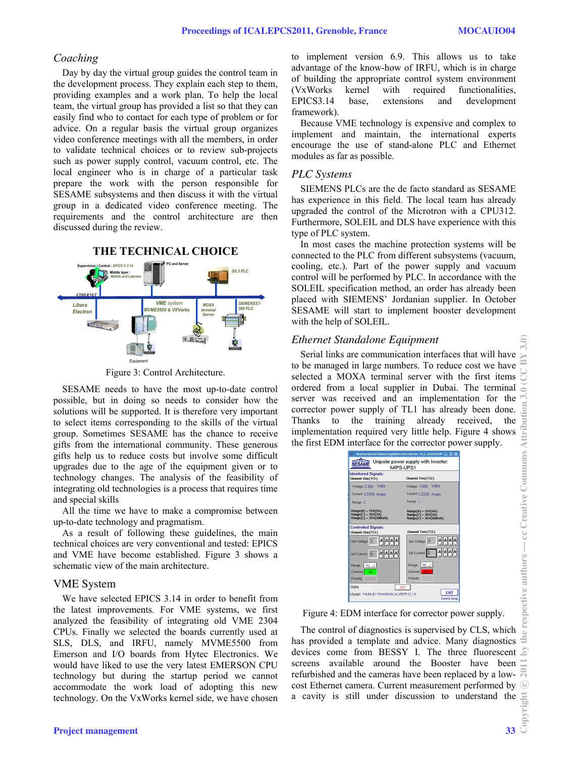### *Coaching*

Day by day the virtual group guides the control team in the development process. They explain each step to them, providing examples and a work plan. To help the local team, the virtual group has provided a list so that they can easily find who to contact for each type of problem or for advice. On a regular basis the virtual group organizes video conference meetings with all the members, in order to validate technical choices or to review sub-projects such as power supply control, vacuum control, etc. The local engineer who is in charge of a particular task prepare the work with the person responsible for SESAME subsystems and then discuss it with the virtual group in a dedicated video conference meeting. The requirements and the control architecture are then discussed during the review.

## THE TECHNICAL CHOICE

Figure 3: Control Architecture.

SESAME needs to have the most up-to-date control possible, but in doing so needs to consider how the solutions will be supported. It is therefore very important to select items corresponding to the skills of the virtual group. Sometimes SESAME has the chance to receive gifts from the international community. These generous gifts help us to reduce costs but involve some difficult upgrades due to the age of the equipment given or to technology changes. The analysis of the feasibility of integrating old technologies is a process that requires time and special skills

All the time we have to make a compromise between up-to-date technology and pragmatism.

As a result of following these guidelines, the main technical choices are very conventional and tested: EPICS and VME have become established. Figure 3 shows a schematic view of the main architecture.

### VME System

We have selected EPICS 3.14 in order to benefit from the latest improvements. For VME systems, we first analyzed the feasibility of integrating old VME 2304 CPUs. Finally we selected the boards currently used at SLS, DLS, and IRFU, namely MVME5500 from Emerson and I/O boards from Hytec Electronics. We would have liked to use the very latest EMERSON CPU technology but during the startup period we cannot accommodate the work load of adopting this new technology. On the VxWorks kernel side, we have chosen to implement version 6.9. This allows us to take advantage of the know-how of IRFU, which is in charge of building the appropriate control system environment (VxWorks kernel with required functionalities, EPICS3.14 base, extensions and development framework).

Because VME technology is expensive and complex to implement and maintain, the international experts encourage the use of stand-alone PLC and Ethernet modules as far as possible.

### *PLC Systems*

SIEMENS PLCs are the de facto standard as SESAME has experience in this field. The local team has already upgraded the control of the Microtron with a CPU312. Furthermore, SOLEIL and DLS have experience with this type of PLC system.

In most cases the machine protection systems will be connected to the PLC from different subsystems (vacuum, cooling, etc.). Part of the power supply and vacuum control will be performed by PLC. In accordance with the SOLEIL specification method, an order has already been placed with SIEMENS' Jordanian supplier. In October SESAME will start to implement booster development with the help of SOLEIL.

### *Ethernet Standalone Equipment*

Serial links are communication interfaces that will have to be managed in large numbers. To reduce cost we have selected a MOXA terminal server with the first items ordered from a local supplier in Dubai. The terminal server was received and an implementation for the corrector power supply of TL1 has already been done. Thanks to the training already received, the implementation required very little help. Figure 4 shows the first EDM interface for the corrector power supply.

Figure 4: EDM interface for corrector power supply.

The control of diagnostics is supervised by CLS, which has provided a template and advice. Many diagnostics devices come from BESSY I. The three fluorescent screens available around the Booster have been refurbished and the cameras have been replaced by a low-cost Ethernet camera. Current measurement performed by a cavity is still under discussion to understand the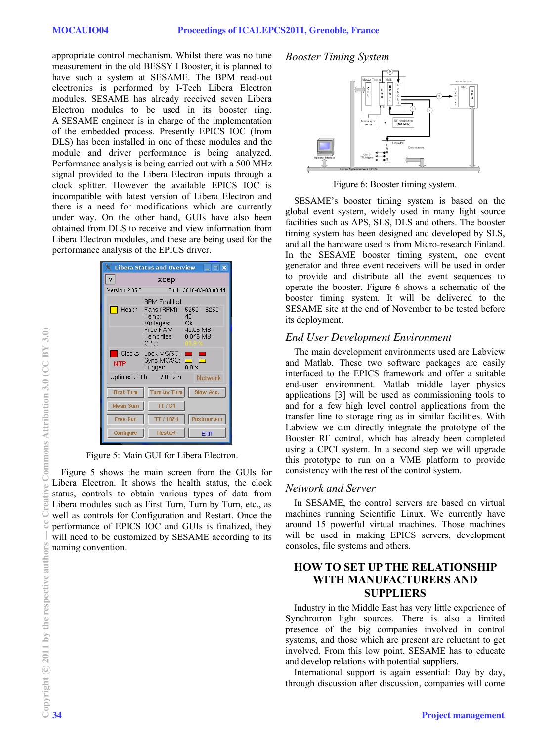appropriate control mechanism. Whilst there was no tune measurement in the old BESSY I Booster, it is planned to have such a system at SESAME. The BPM read-out electronics is performed by I-Tech Libera Electron modules. SESAME has already received seven Libera Electron modules to be used in its booster ring. A SESAME engineer is in charge of the implementation of the embedded process. Presently EPICS IOC (from DLS) has been installed in one of these modules and the module and driver performance is being analyzed. Performance analysis is being carried out with a 500 MHz signal provided to the Libera Electron inputs through a clock splitter. However the available EPICS IOC is incompatible with latest version of Libera Electron and there is a need for modifications which are currently under way. On the other hand, GUIs have also been obtained from DLS to receive and view information from Libera Electron modules, and these are being used for the performance analysis of the EPICS driver.

Figure 5: Main GUI for Libera Electron.

Figure 5 shows the main screen from the GUIs for Libera Electron. It shows the health status, the clock status, controls to obtain various types of data from Libera modules such as First Turn, Turn by Turn, etc., as well as controls for Configuration and Restart. Once the performance of EPICS IOC and GUIs is finalized, they will need to be customized by SESAME according to its naming convention.

### *Booster Timing System*

Figure 6: Booster timing system.

SESAME's booster timing system is based on the global event system, widely used in many light source facilities such as APS, SLS, DLS and others. The booster timing system has been designed and developed by SLS, and all the hardware used is from Micro-research Finland. In the SESAME booster timing system, one event generator and three event receivers will be used in order to provide and distribute all the event sequences to operate the booster. Figure 6 shows a schematic of the booster timing system. It will be delivered to the SESAME site at the end of November to be tested before its deployment.

### *End User Development Environment*

The main development environments used are Labview and Matlab. These two software packages are easily interfaced to the EPICS framework and offer a suitable end-user environment. Matlab middle layer physics applications [3] will be used as commissioning tools to and for a few high level control applications from the transfer line to storage ring as in similar facilities. With Labview we can directly integrate the prototype of the Booster RF control, which has already been completed using a CPCI system. In a second step we will upgrade this prototype to run on a VME platform to provide consistency with the rest of the control system.

### *Network and Server*

In SESAME, the control servers are based on virtual machines running Scientific Linux. We currently have around 15 powerful virtual machines. Those machines will be used in making EPICS servers, development consoles, file systems and others.

## HOW TO SET UP THE RELATIONSHIP WITH MANUFACTURERS AND SUPPLIERS

Industry in the Middle East has very little experience of Synchrotron light sources. There is also a limited presence of the big companies involved in control systems, and those which are present are reluctant to get involved. From this low point, SESAME has to educate and develop relations with potential suppliers.

International support is again essential: Day by day, through discussion after discussion, companies will come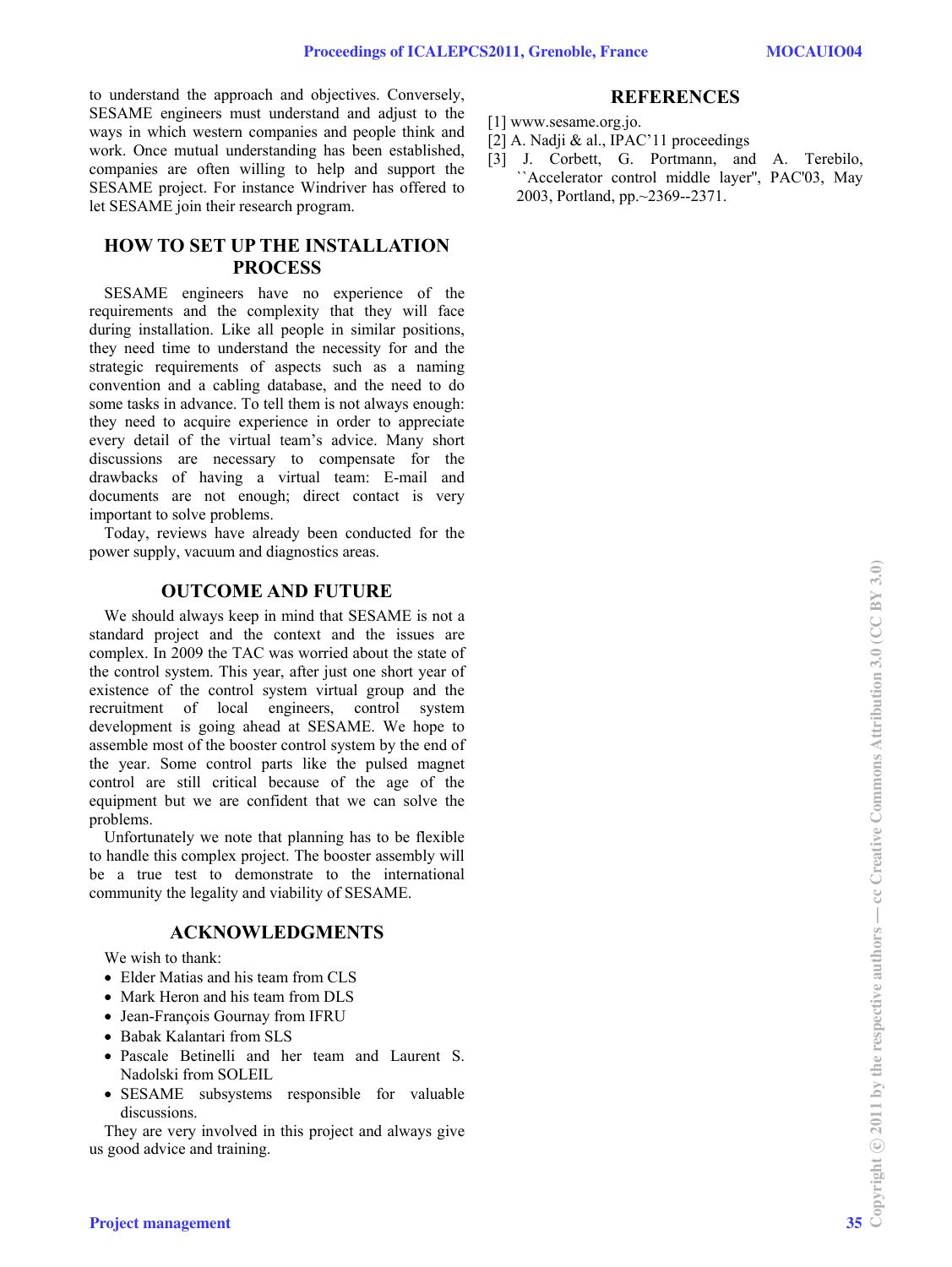to understand the approach and objectives. Conversely, SESAME engineers must understand and adjust to the ways in which western companies and people think and work. Once mutual understanding has been established, companies are often willing to help and support the SESAME project. For instance Windriver has offered to let SESAME join their research program.

## HOW TO SET UP THE INSTALLATION PROCESS

SESAME engineers have no experience of the requirements and the complexity that they will face during installation. Like all people in similar positions, they need time to understand the necessity for and the strategic requirements of aspects such as a naming convention and a cabling database, and the need to do some tasks in advance. To tell them is not always enough: they need to acquire experience in order to appreciate every detail of the virtual team's advice. Many short discussions are necessary to compensate for the drawbacks of having a virtual team: E-mail and documents are not enough; direct contact is very important to solve problems.

Today, reviews have already been conducted for the power supply, vacuum and diagnostics areas.

## OUTCOME AND FUTURE

We should always keep in mind that SESAME is not a standard project and the context and the issues are complex. In 2009 the TAC was worried about the state of the control system. This year, after just one short year of existence of the control system virtual group and the recruitment of local engineers, control system development is going ahead at SESAME. We hope to assemble most of the booster control system by the end of the year. Some control parts like the pulsed magnet control are still critical because of the age of the equipment but we are confident that we can solve the problems.

Unfortunately we note that planning has to be flexible to handle this complex project. The booster assembly will be a true test to demonstrate to the international community the legality and viability of SESAME.

## ACKNOWLEDGMENTS

We wish to thank:

- Elder Matias and his team from CLS
- Mark Heron and his team from DLS
- Jean-François Gournay from IFRU
- Babak Kalantari from SLS
- Pascale Betinelli and her team and Laurent S. Nadolski from SOLEIL
- SESAME subsystems responsible for valuable discussions.

They are very involved in this project and always give us good advice and training.

## REFERENCES

[1] www.sesame.org.jo.

[2] A. Nadji & al., IPAC'11 proceedings

[3] J. Corbett, G. Portmann, and A. Terebilo, ``Accelerator control middle layer'', PAC'03, May 2003, Portland, pp.~2369--2371.